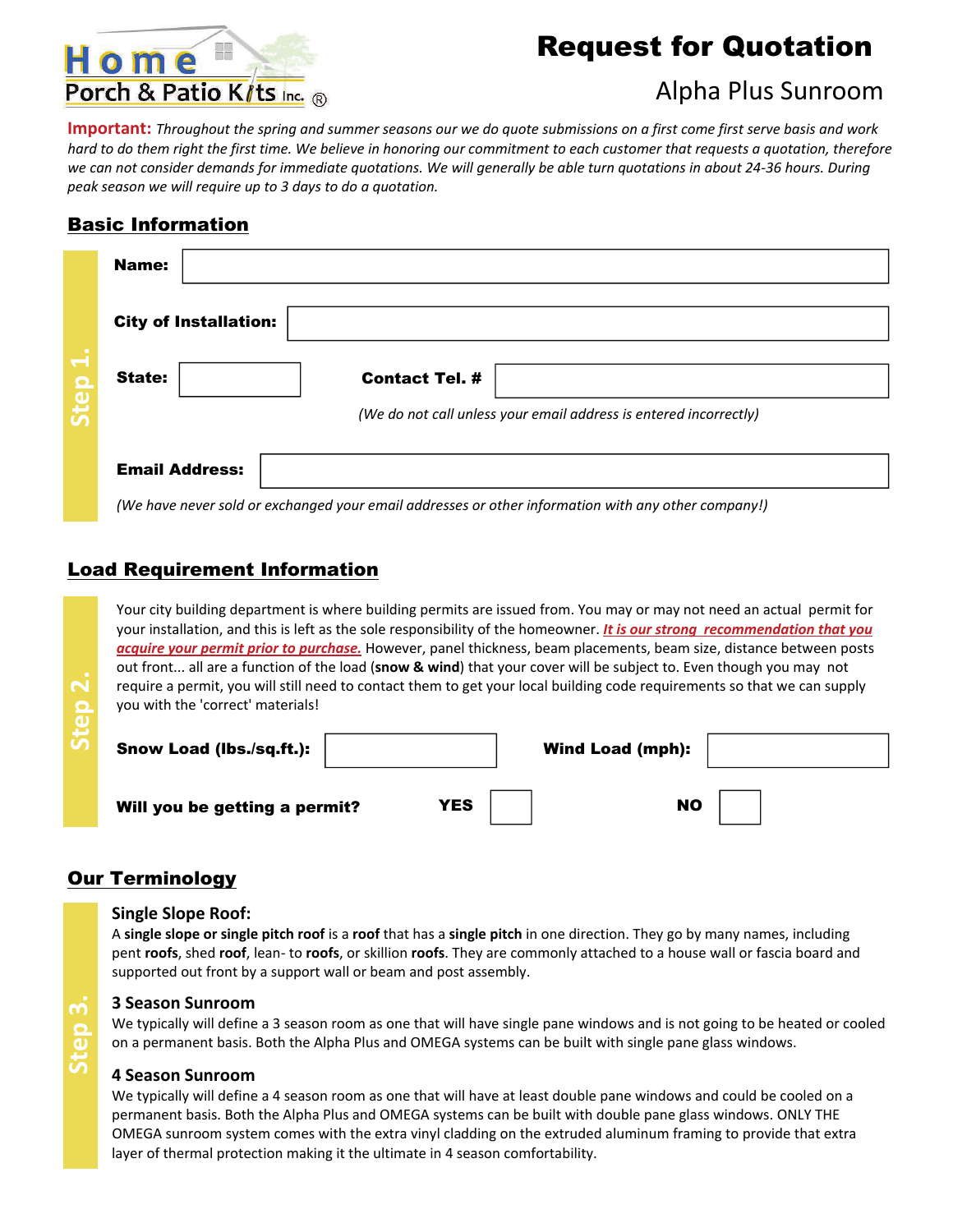Home Porch & Patio Kits Inc. ®

# Request for Quotation

## Alpha Plus Sunroom

**Important:** *Throughout the spring and summer seasons our we do quote submissions on a first come first serve basis and work hard to do them right the first time. We believe in honoring our commitment to each customer that requests a quotation, therefore we can not consider demands for immediate quotations. We will generally be able turn quotations in about 24-36 hours. During peak season we will require up to 3 days to do a quotation.*

## Basic Information

**Step 1.**

**Name:** 

**City of Installation:** 

**State:** 

**Contact Tel. #** 

*(We do not call unless your email address is entered incorrectly)*

**Email Address:** 

*(We have never sold or exchanged your email addresses or other information with any other company!)*

## Load Requirement Information

**Step 2.**

Your city building department is where building permits are issued from. You may or may not need an actual permit for your installation, and this is left as the sole responsibility of the homeowner. ***It is our strong recommendation that you acquire your permit prior to purchase.*** However, panel thickness, beam placements, beam size, distance between posts out front... all are a function of the load (**snow & wind**) that your cover will be subject to. Even though you may not require a permit, you will still need to contact them to get your local building code requirements so that we can supply you with the 'correct' materials!

**Snow Load (lbs./sq.ft.):** 

**Wind Load (mph):** 

**Will you be getting a permit?** **YES** ☐ **NO** ☐

## Our Terminology

**Step 3.**

### Single Slope Roof:

A **single slope or single pitch roof** is a **roof** that has a **single pitch** in one direction. They go by many names, including pent **roofs**, shed **roof**, lean- to **roofs**, or skillion **roofs**. They are commonly attached to a house wall or fascia board and supported out front by a support wall or beam and post assembly.

### 3 Season Sunroom

We typically will define a 3 season room as one that will have single pane windows and is not going to be heated or cooled on a permanent basis. Both the Alpha Plus and OMEGA systems can be built with single pane glass windows.

### 4 Season Sunroom

We typically will define a 4 season room as one that will have at least double pane windows and could be cooled on a permanent basis. Both the Alpha Plus and OMEGA systems can be built with double pane glass windows. ONLY THE OMEGA sunroom system comes with the extra vinyl cladding on the extruded aluminum framing to provide that extra layer of thermal protection making it the ultimate in 4 season comfortability.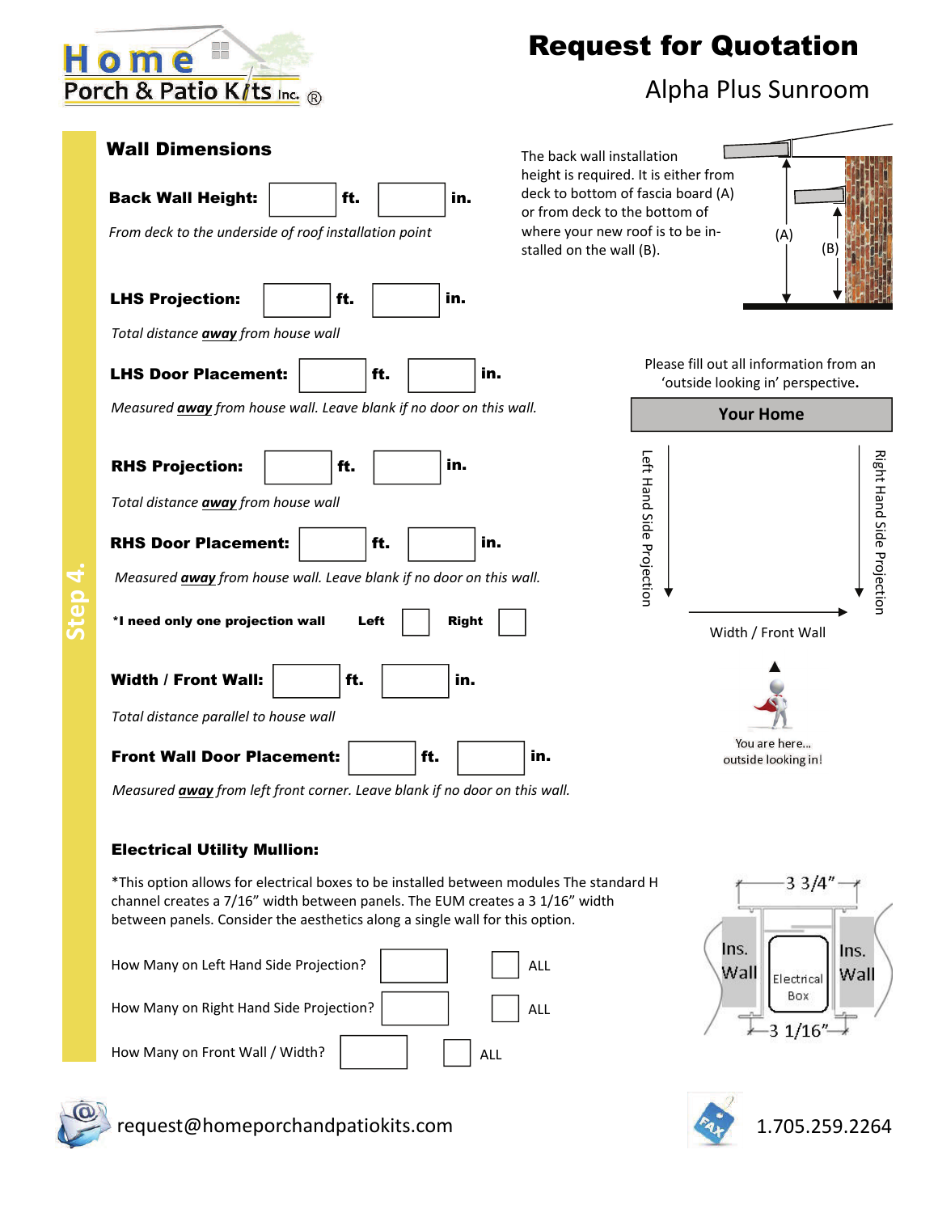# Request for Quotation

Alpha Plus Sunroom

Step 4.

## Wall Dimensions

**Back Wall Height:** ______ **ft.** ______ **in.**

*From deck to the underside of roof installation point*

The back wall installation height is required. It is either from deck to bottom of fascia board (A) or from deck to the bottom of where your new roof is to be installed on the wall (B).

(A) (B)

**LHS Projection:** ______ **ft.** ______ **in.**

*Total distance **away** from house wall*

**LHS Door Placement:** ______ **ft.** ______ **in.**

*Measured **away** from house wall. Leave blank if no door on this wall.*

**RHS Projection:** ______ **ft.** ______ **in.**

*Total distance **away** from house wall*

**RHS Door Placement:** ______ **ft.** ______ **in.**

*Measured **away** from house wall. Leave blank if no door on this wall.*

***I need only one projection wall** **Left** ☐ **Right** ☐

**Width / Front Wall:** ______ **ft.** ______ **in.**

*Total distance parallel to house wall*

**Front Wall Door Placement:** ______ **ft.** ______ **in.**

*Measured **away** from left front corner. Leave blank if no door on this wall.*

Please fill out all information from an 'outside looking in' perspective.

**Your Home**

Left Hand Side Projection

Right Hand Side Projection

Width / Front Wall

You are here... outside looking in!

### Electrical Utility Mullion:

*This option allows for electrical boxes to be installed between modules The standard H channel creates a 7/16" width between panels. The EUM creates a 3 1/16" width between panels. Consider the aesthetics along a single wall for this option.

How Many on Left Hand Side Projection? ______ ☐ ALL

How Many on Right Hand Side Projection? ______ ☐ ALL

How Many on Front Wall / Width? ______ ☐ ALL

3 3/4"

Ins. Wall | Electrical Box | Ins. Wall

3 1/16"

request@homeporchandpatiokits.com

1.705.259.2264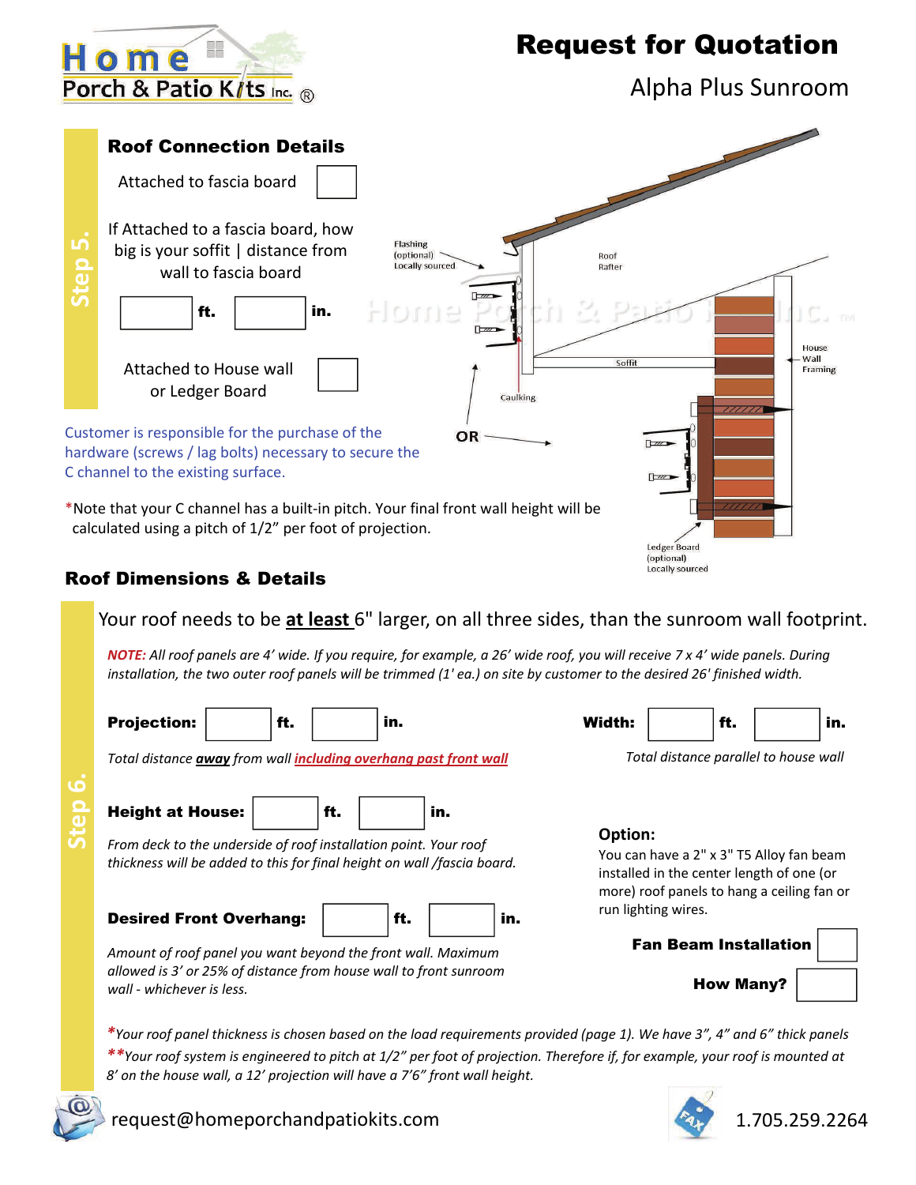# Request for Quotation

## Alpha Plus Sunroom

### Step 5. Roof Connection Details

Attached to fascia board ☐

If Attached to a fascia board, how big is your soffit | distance from wall to fascia board

☐ ft. ☐ in.

Attached to House wall or Ledger Board ☐

Flashing (optional) Locally sourced

Roof Rafter

Soffit

House Wall Framing

Caulking

OR

Ledger Board (optional) Locally sourced

Customer is responsible for the purchase of the hardware (screws / lag bolts) necessary to secure the C channel to the existing surface.

*Note that your C channel has a built-in pitch. Your final front wall height will be calculated using a pitch of 1/2" per foot of projection.

### Step 6. Roof Dimensions & Details

Your roof needs to be **at least** 6" larger, on all three sides, than the sunroom wall footprint.

*NOTE: All roof panels are 4' wide. If you require, for example, a 26' wide roof, you will receive 7 x 4' wide panels. During installation, the two outer roof panels will be trimmed (1' ea.) on site by customer to the desired 26' finished width.*

**Projection:** ☐ **ft.** ☐ **in.**

*Total distance **away** from wall including overhang past front wall*

**Width:** ☐ **ft.** ☐ **in.**

*Total distance parallel to house wall*

**Height at House:** ☐ **ft.** ☐ **in.**

*From deck to the underside of roof installation point. Your roof thickness will be added to this for final height on wall /fascia board.*

**Desired Front Overhang:** ☐ **ft.** ☐ **in.**

*Amount of roof panel you want beyond the front wall. Maximum allowed is 3' or 25% of distance from house wall to front sunroom wall - whichever is less.*

**Option:**

You can have a 2" x 3" T5 Alloy fan beam installed in the center length of one (or more) roof panels to hang a ceiling fan or run lighting wires.

**Fan Beam Installation** ☐

**How Many?** ☐

**Your roof panel thickness is chosen based on the load requirements provided (page 1). We have 3", 4" and 6" thick panels*

***Your roof system is engineered to pitch at 1/2" per foot of projection. Therefore if, for example, your roof is mounted at 8' on the house wall, a 12' projection will have a 7'6" front wall height.*

request@homeporchandpatiokits.com

1.705.259.2264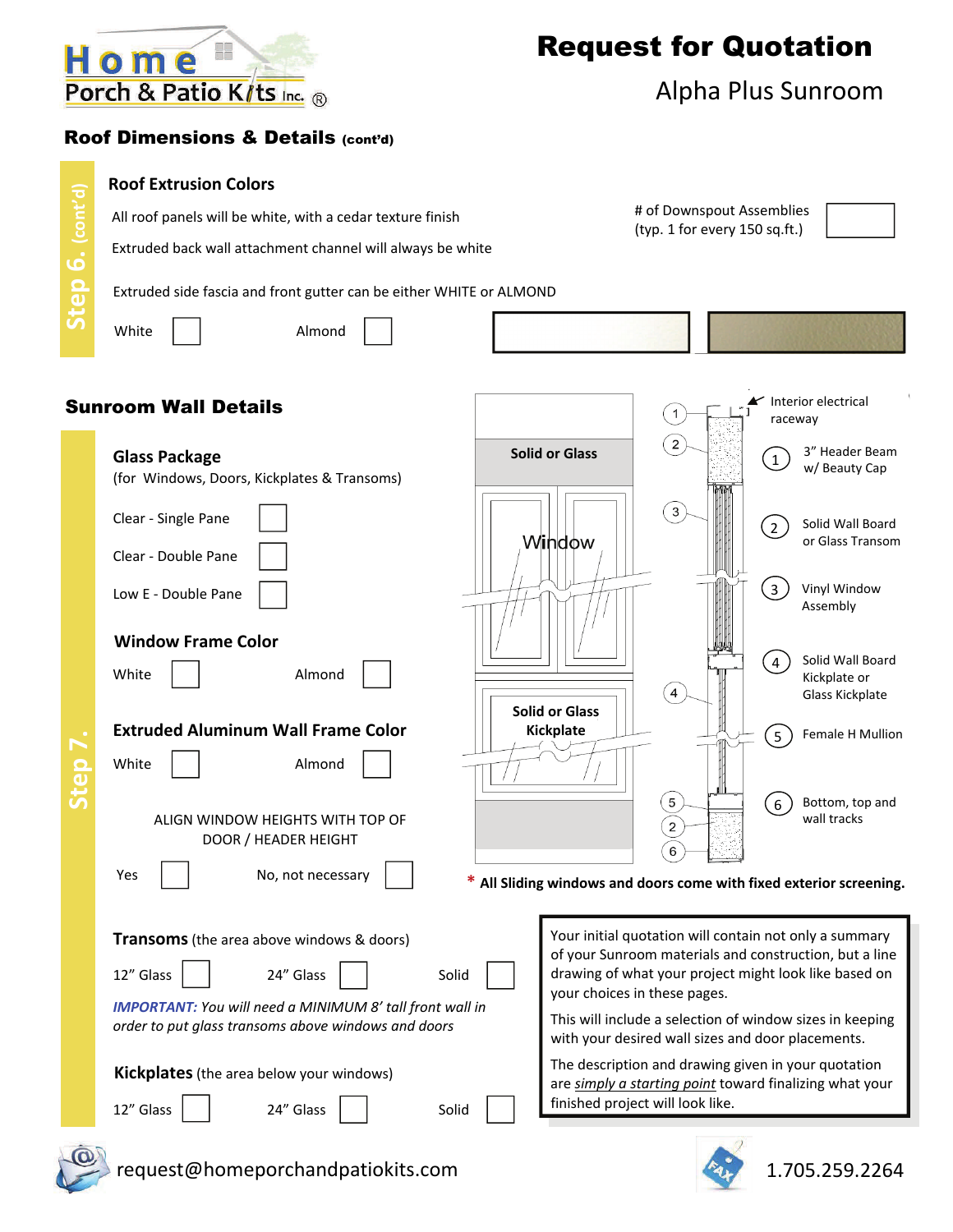# Request for Quotation

Alpha Plus Sunroom

## Roof Dimensions & Details (cont'd)

**Step 6. (cont'd)**

### Roof Extrusion Colors

All roof panels will be white, with a cedar texture finish

Extruded back wall attachment channel will always be white

# of Downspout Assemblies (typ. 1 for every 150 sq.ft.) ☐

Extruded side fascia and front gutter can be either WHITE or ALMOND

White ☐ Almond ☐

## Sunroom Wall Details

**Step 7.**

### Glass Package

(for Windows, Doors, Kickplates & Transoms)

Clear - Single Pane ☐

Clear - Double Pane ☐

Low E - Double Pane ☐

### Window Frame Color

White ☐ Almond ☐

### Extruded Aluminum Wall Frame Color

White ☐ Almond ☐

ALIGN WINDOW HEIGHTS WITH TOP OF DOOR / HEADER HEIGHT

Yes ☐ No, not necessary ☐

Solid or Glass

Window

Solid or Glass Kickplate

Interior electrical raceway

1. 3" Header Beam w/ Beauty Cap
2. Solid Wall Board or Glass Transom
3. Vinyl Window Assembly
4. Solid Wall Board Kickplate or Glass Kickplate
5. Female H Mullion
6. Bottom, top and wall tracks

\* **All Sliding windows and doors come with fixed exterior screening.**

**Transoms** (the area above windows & doors)

12" Glass ☐ 24" Glass ☐ Solid ☐

***IMPORTANT:*** *You will need a MINIMUM 8' tall front wall in order to put glass transoms above windows and doors*

**Kickplates** (the area below your windows)

12" Glass ☐ 24" Glass ☐ Solid ☐

Your initial quotation will contain not only a summary of your Sunroom materials and construction, but a line drawing of what your project might look like based on your choices in these pages.

This will include a selection of window sizes in keeping with your desired wall sizes and door placements.

The description and drawing given in your quotation are *simply a starting point* toward finalizing what your finished project will look like.

request@homeporchandpatiokits.com

1.705.259.2264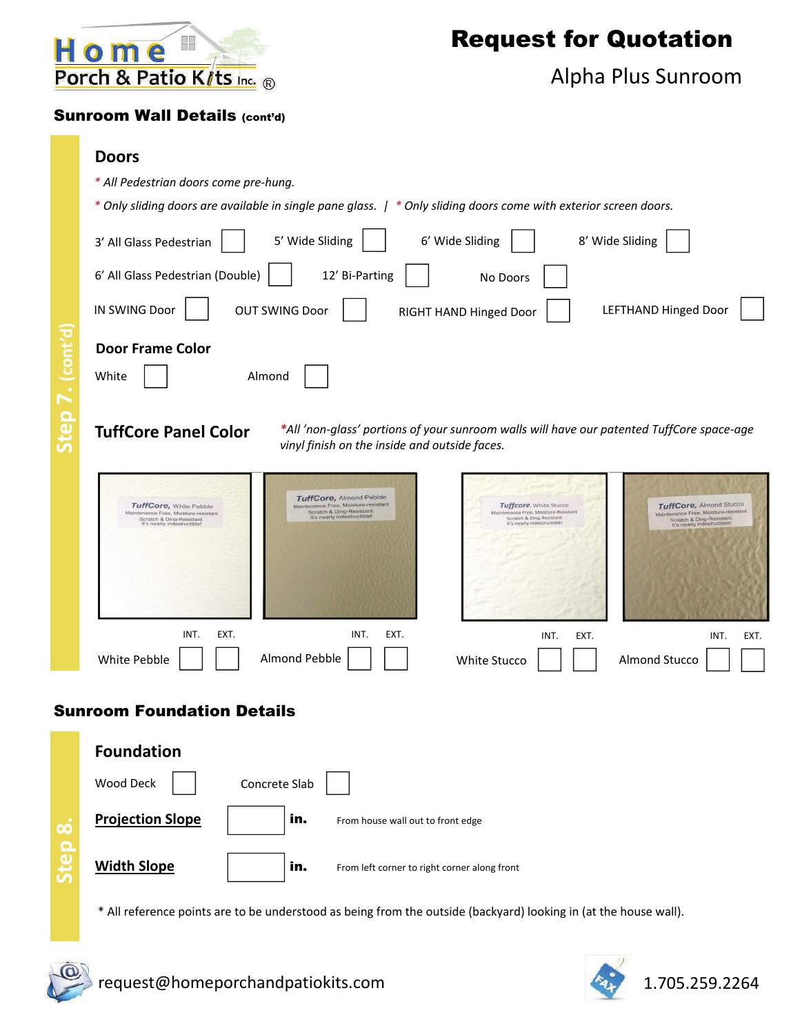# Request for Quotation

Alpha Plus Sunroom

## Sunroom Wall Details (cont'd)

**Step 7. (cont'd)**

### Doors

*\* All Pedestrian doors come pre-hung.*

*\* Only sliding doors are available in single pane glass.* | *\* Only sliding doors come with exterior screen doors.*

- 3' All Glass Pedestrian ☐
- 5' Wide Sliding ☐
- 6' Wide Sliding ☐
- 8' Wide Sliding ☐
- 6' All Glass Pedestrian (Double) ☐
- 12' Bi-Parting ☐
- No Doors ☐
- IN SWING Door ☐
- OUT SWING Door ☐
- RIGHT HAND Hinged Door ☐
- LEFTHAND Hinged Door ☐

### Door Frame Color

- White ☐
- Almond ☐

### TuffCore Panel Color

*\*All 'non-glass' portions of your sunroom walls will have our patented TuffCore space-age vinyl finish on the inside and outside faces.*

| Color | INT. | EXT. |
| --- | --- | --- |
| White Pebble | ☐ | ☐ |
| Almond Pebble | ☐ | ☐ |
| White Stucco | ☐ | ☐ |
| Almond Stucco | ☐ | ☐ |

## Sunroom Foundation Details

**Step 8.**

### Foundation

- Wood Deck ☐
- Concrete Slab ☐

**Projection Slope** ______ **in.** From house wall out to front edge

**Width Slope** ______ **in.** From left corner to right corner along front

\* All reference points are to be understood as being from the outside (backyard) looking in (at the house wall).

request@homeporchandpatiokits.com

1.705.259.2264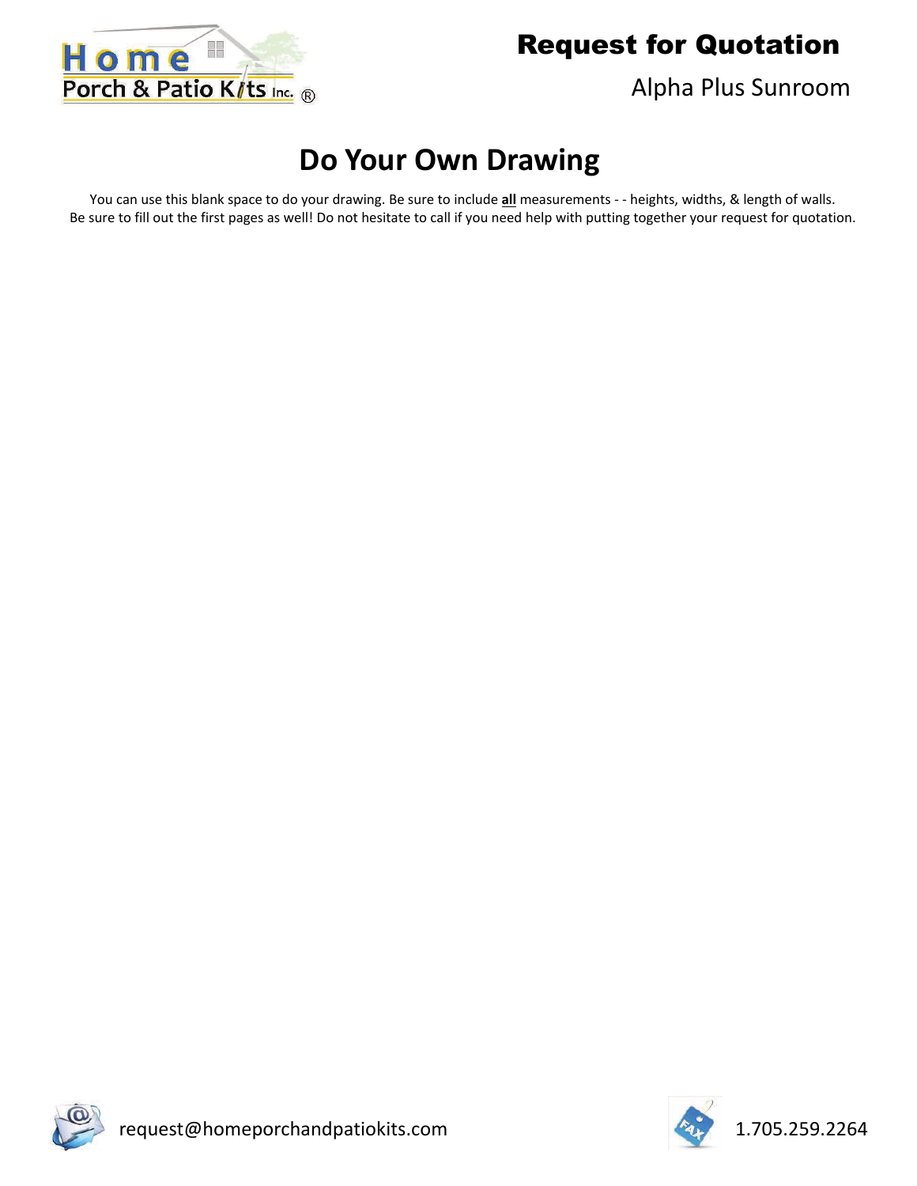# Request for Quotation

Alpha Plus Sunroom

## Do Your Own Drawing

You can use this blank space to do your drawing. Be sure to include **all** measurements - - heights, widths, & length of walls. Be sure to fill out the first pages as well! Do not hesitate to call if you need help with putting together your request for quotation.

request@homeporchandpatiokits.com

1.705.259.2264